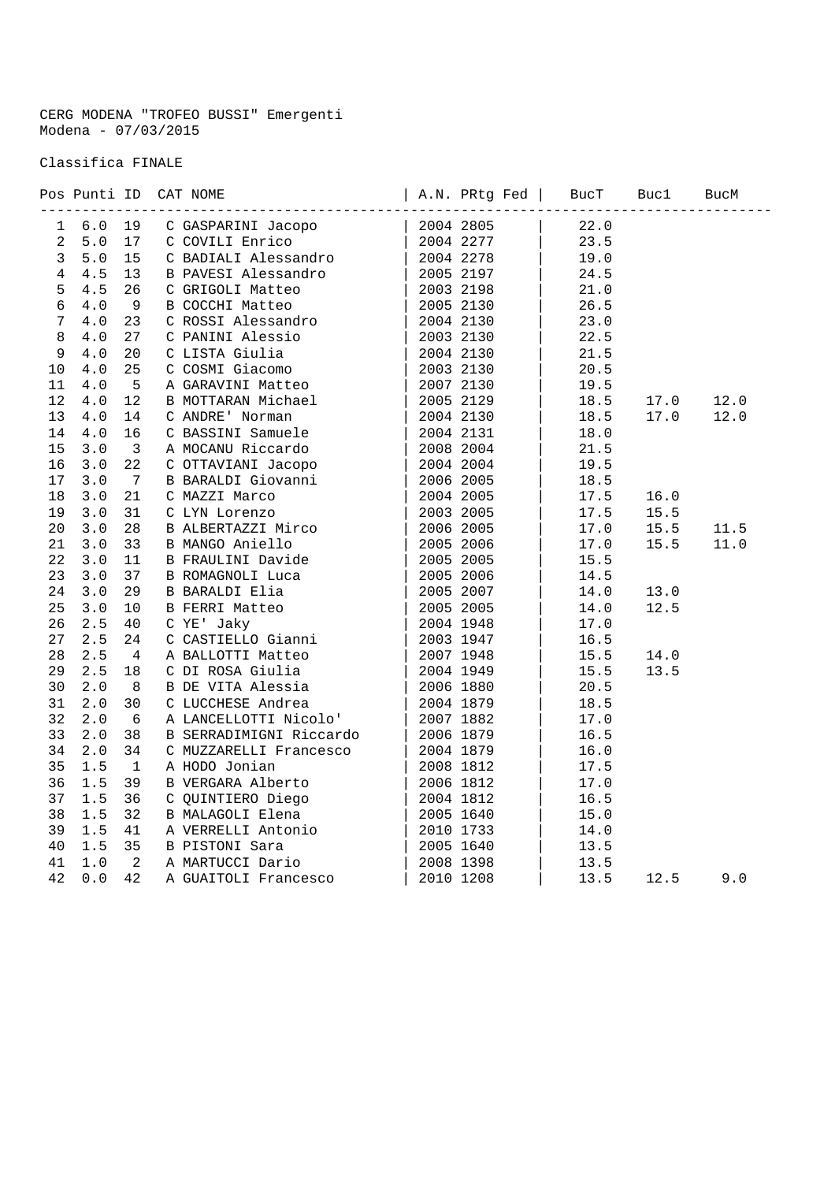CERG MODENA "TROFEO BUSSI" Emergenti
Modena - 07/03/2015

Classifica FINALE

| Pos | Punti | ID | CAT | NOME | A.N. | PRtg | Fed | BucT | Buc1 | BucM |
|---|---|---|---|---|---|---|---|---|---|---|
| 1 | 6.0 | 19 | C | GASPARINI Jacopo | 2004 | 2805 | | 22.0 | | |
| 2 | 5.0 | 17 | C | COVILI Enrico | 2004 | 2277 | | 23.5 | | |
| 3 | 5.0 | 15 | C | BADIALI Alessandro | 2004 | 2278 | | 19.0 | | |
| 4 | 4.5 | 13 | B | PAVESI Alessandro | 2005 | 2197 | | 24.5 | | |
| 5 | 4.5 | 26 | C | GRIGOLI Matteo | 2003 | 2198 | | 21.0 | | |
| 6 | 4.0 | 9 | B | COCCHI Matteo | 2005 | 2130 | | 26.5 | | |
| 7 | 4.0 | 23 | C | ROSSI Alessandro | 2004 | 2130 | | 23.0 | | |
| 8 | 4.0 | 27 | C | PANINI Alessio | 2003 | 2130 | | 22.5 | | |
| 9 | 4.0 | 20 | C | LISTA Giulia | 2004 | 2130 | | 21.5 | | |
| 10 | 4.0 | 25 | C | COSMI Giacomo | 2003 | 2130 | | 20.5 | | |
| 11 | 4.0 | 5 | A | GARAVINI Matteo | 2007 | 2130 | | 19.5 | | |
| 12 | 4.0 | 12 | B | MOTTARAN Michael | 2005 | 2129 | | 18.5 | 17.0 | 12.0 |
| 13 | 4.0 | 14 | C | ANDRE' Norman | 2004 | 2130 | | 18.5 | 17.0 | 12.0 |
| 14 | 4.0 | 16 | C | BASSINI Samuele | 2004 | 2131 | | 18.0 | | |
| 15 | 3.0 | 3 | A | MOCANU Riccardo | 2008 | 2004 | | 21.5 | | |
| 16 | 3.0 | 22 | C | OTTAVIANI Jacopo | 2004 | 2004 | | 19.5 | | |
| 17 | 3.0 | 7 | B | BARALDI Giovanni | 2006 | 2005 | | 18.5 | | |
| 18 | 3.0 | 21 | C | MAZZI Marco | 2004 | 2005 | | 17.5 | 16.0 | |
| 19 | 3.0 | 31 | C | LYN Lorenzo | 2003 | 2005 | | 17.5 | 15.5 | |
| 20 | 3.0 | 28 | B | ALBERTAZZI Mirco | 2006 | 2005 | | 17.0 | 15.5 | 11.5 |
| 21 | 3.0 | 33 | B | MANGO Aniello | 2005 | 2006 | | 17.0 | 15.5 | 11.0 |
| 22 | 3.0 | 11 | B | FRAULINI Davide | 2005 | 2005 | | 15.5 | | |
| 23 | 3.0 | 37 | B | ROMAGNOLI Luca | 2005 | 2006 | | 14.5 | | |
| 24 | 3.0 | 29 | B | BARALDI Elia | 2005 | 2007 | | 14.0 | 13.0 | |
| 25 | 3.0 | 10 | B | FERRI Matteo | 2005 | 2005 | | 14.0 | 12.5 | |
| 26 | 2.5 | 40 | C | YE' Jaky | 2004 | 1948 | | 17.0 | | |
| 27 | 2.5 | 24 | C | CASTIELLO Gianni | 2003 | 1947 | | 16.5 | | |
| 28 | 2.5 | 4 | A | BALLOTTI Matteo | 2007 | 1948 | | 15.5 | 14.0 | |
| 29 | 2.5 | 18 | C | DI ROSA Giulia | 2004 | 1949 | | 15.5 | 13.5 | |
| 30 | 2.0 | 8 | B | DE VITA Alessia | 2006 | 1880 | | 20.5 | | |
| 31 | 2.0 | 30 | C | LUCCHESE Andrea | 2004 | 1879 | | 18.5 | | |
| 32 | 2.0 | 6 | A | LANCELLOTTI Nicolo' | 2007 | 1882 | | 17.0 | | |
| 33 | 2.0 | 38 | B | SERRADIMIGNI Riccardo | 2006 | 1879 | | 16.5 | | |
| 34 | 2.0 | 34 | C | MUZZARELLI Francesco | 2004 | 1879 | | 16.0 | | |
| 35 | 1.5 | 1 | A | HODO Jonian | 2008 | 1812 | | 17.5 | | |
| 36 | 1.5 | 39 | B | VERGARA Alberto | 2006 | 1812 | | 17.0 | | |
| 37 | 1.5 | 36 | C | QUINTIERO Diego | 2004 | 1812 | | 16.5 | | |
| 38 | 1.5 | 32 | B | MALAGOLI Elena | 2005 | 1640 | | 15.0 | | |
| 39 | 1.5 | 41 | A | VERRELLI Antonio | 2010 | 1733 | | 14.0 | | |
| 40 | 1.5 | 35 | B | PISTONI Sara | 2005 | 1640 | | 13.5 | | |
| 41 | 1.0 | 2 | A | MARTUCCI Dario | 2008 | 1398 | | 13.5 | | |
| 42 | 0.0 | 42 | A | GUAITOLI Francesco | 2010 | 1208 | | 13.5 | 12.5 | 9.0 |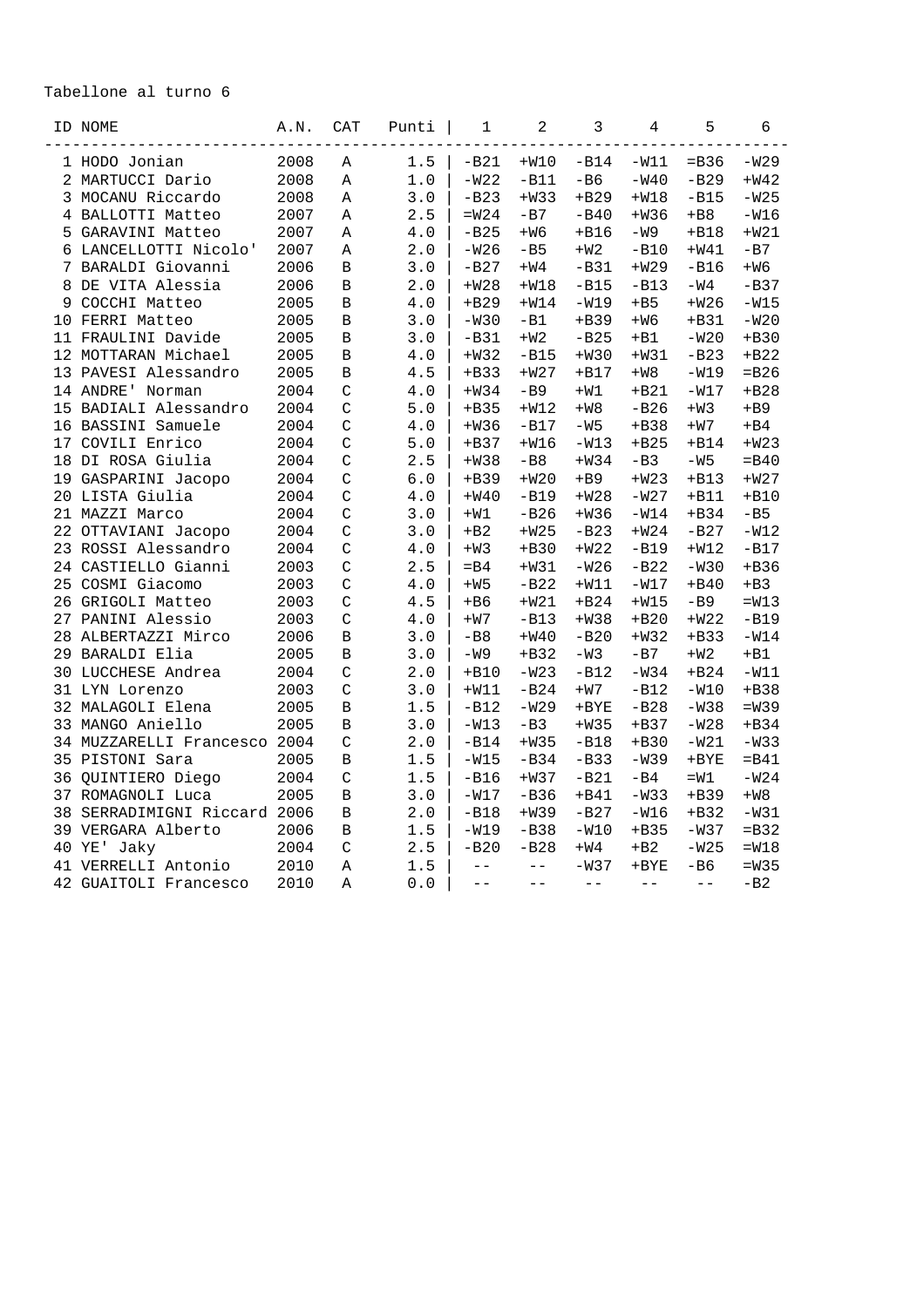Tabellone al turno 6

| ID | NOME | A.N. | CAT | Punti | 1 | 2 | 3 | 4 | 5 | 6 |
|---|---|---|---|---|---|---|---|---|---|---|
| 1 | HODO Jonian | 2008 | A | 1.5 | -B21 | +W10 | -B14 | -W11 | =B36 | -W29 |
| 2 | MARTUCCI Dario | 2008 | A | 1.0 | -W22 | -B11 | -B6 | -W40 | -B29 | +W42 |
| 3 | MOCANU Riccardo | 2008 | A | 3.0 | -B23 | +W33 | +B29 | +W18 | -B15 | -W25 |
| 4 | BALLOTTI Matteo | 2007 | A | 2.5 | =W24 | -B7 | -B40 | +W36 | +B8 | -W16 |
| 5 | GARAVINI Matteo | 2007 | A | 4.0 | -B25 | +W6 | +B16 | -W9 | +B18 | +W21 |
| 6 | LANCELLOTTI Nicolo' | 2007 | A | 2.0 | -W26 | -B5 | +W2 | -B10 | +W41 | -B7 |
| 7 | BARALDI Giovanni | 2006 | B | 3.0 | -B27 | +W4 | -B31 | +W29 | -B16 | +W6 |
| 8 | DE VITA Alessia | 2006 | B | 2.0 | +W28 | +W18 | -B15 | -B13 | -W4 | -B37 |
| 9 | COCCHI Matteo | 2005 | B | 4.0 | +B29 | +W14 | -W19 | +B5 | +W26 | -W15 |
| 10 | FERRI Matteo | 2005 | B | 3.0 | -W30 | -B1 | +B39 | +W6 | +B31 | -W20 |
| 11 | FRAULINI Davide | 2005 | B | 3.0 | -B31 | +W2 | -B25 | +B1 | -W20 | +B30 |
| 12 | MOTTARAN Michael | 2005 | B | 4.0 | +W32 | -B15 | +W30 | +W31 | -B23 | +B22 |
| 13 | PAVESI Alessandro | 2005 | B | 4.5 | +B33 | +W27 | +B17 | +W8 | -W19 | =B26 |
| 14 | ANDRE' Norman | 2004 | C | 4.0 | +W34 | -B9 | +W1 | +B21 | -W17 | +B28 |
| 15 | BADIALI Alessandro | 2004 | C | 5.0 | +B35 | +W12 | +W8 | -B26 | +W3 | +B9 |
| 16 | BASSINI Samuele | 2004 | C | 4.0 | +W36 | -B17 | -W5 | +B38 | +W7 | +B4 |
| 17 | COVILI Enrico | 2004 | C | 5.0 | +B37 | +W16 | -W13 | +B25 | +B14 | +W23 |
| 18 | DI ROSA Giulia | 2004 | C | 2.5 | +W38 | -B8 | +W34 | -B3 | -W5 | =B40 |
| 19 | GASPARINI Jacopo | 2004 | C | 6.0 | +B39 | +W20 | +B9 | +W23 | +B13 | +W27 |
| 20 | LISTA Giulia | 2004 | C | 4.0 | +W40 | -B19 | +W28 | -W27 | +B11 | +B10 |
| 21 | MAZZI Marco | 2004 | C | 3.0 | +W1 | -B26 | +W36 | -W14 | +B34 | -B5 |
| 22 | OTTAVIANI Jacopo | 2004 | C | 3.0 | +B2 | +W25 | -B23 | +W24 | -B27 | -W12 |
| 23 | ROSSI Alessandro | 2004 | C | 4.0 | +W3 | +B30 | +W22 | -B19 | +W12 | -B17 |
| 24 | CASTIELLO Gianni | 2003 | C | 2.5 | =B4 | +W31 | -W26 | -B22 | -W30 | +B36 |
| 25 | COSMI Giacomo | 2003 | C | 4.0 | +W5 | -B22 | +W11 | -W17 | +B40 | +B3 |
| 26 | GRIGOLI Matteo | 2003 | C | 4.5 | +B6 | +W21 | +B24 | +W15 | -B9 | =W13 |
| 27 | PANINI Alessio | 2003 | C | 4.0 | +W7 | -B13 | +W38 | +B20 | +W22 | -B19 |
| 28 | ALBERTAZZI Mirco | 2006 | B | 3.0 | -B8 | +W40 | -B20 | +W32 | +B33 | -W14 |
| 29 | BARALDI Elia | 2005 | B | 3.0 | -W9 | +B32 | -W3 | -B7 | +W2 | +B1 |
| 30 | LUCCHESE Andrea | 2004 | C | 2.0 | +B10 | -W23 | -B12 | -W34 | +B24 | -W11 |
| 31 | LYN Lorenzo | 2003 | C | 3.0 | +W11 | -B24 | +W7 | -B12 | -W10 | +B38 |
| 32 | MALAGOLI Elena | 2005 | B | 1.5 | -B12 | -W29 | +BYE | -B28 | -W38 | =W39 |
| 33 | MANGO Aniello | 2005 | B | 3.0 | -W13 | -B3 | +W35 | +B37 | -W28 | +B34 |
| 34 | MUZZARELLI Francesco | 2004 | C | 2.0 | -B14 | +W35 | -B18 | +B30 | -W21 | -W33 |
| 35 | PISTONI Sara | 2005 | B | 1.5 | -W15 | -B34 | -B33 | -W39 | +BYE | =B41 |
| 36 | QUINTIERO Diego | 2004 | C | 1.5 | -B16 | +W37 | -B21 | -B4 | =W1 | -W24 |
| 37 | ROMAGNOLI Luca | 2005 | B | 3.0 | -W17 | -B36 | +B41 | -W33 | +B39 | +W8 |
| 38 | SERRADIMIGNI Riccard | 2006 | B | 2.0 | -B18 | +W39 | -B27 | -W16 | +B32 | -W31 |
| 39 | VERGARA Alberto | 2006 | B | 1.5 | -W19 | -B38 | -W10 | +B35 | -W37 | =B32 |
| 40 | YE' Jaky | 2004 | C | 2.5 | -B20 | -B28 | +W4 | +B2 | -W25 | =W18 |
| 41 | VERRELLI Antonio | 2010 | A | 1.5 | -- | -- | -W37 | +BYE | -B6 | =W35 |
| 42 | GUAITOLI Francesco | 2010 | A | 0.0 | -- | -- | -- | -- | -- | -B2 |